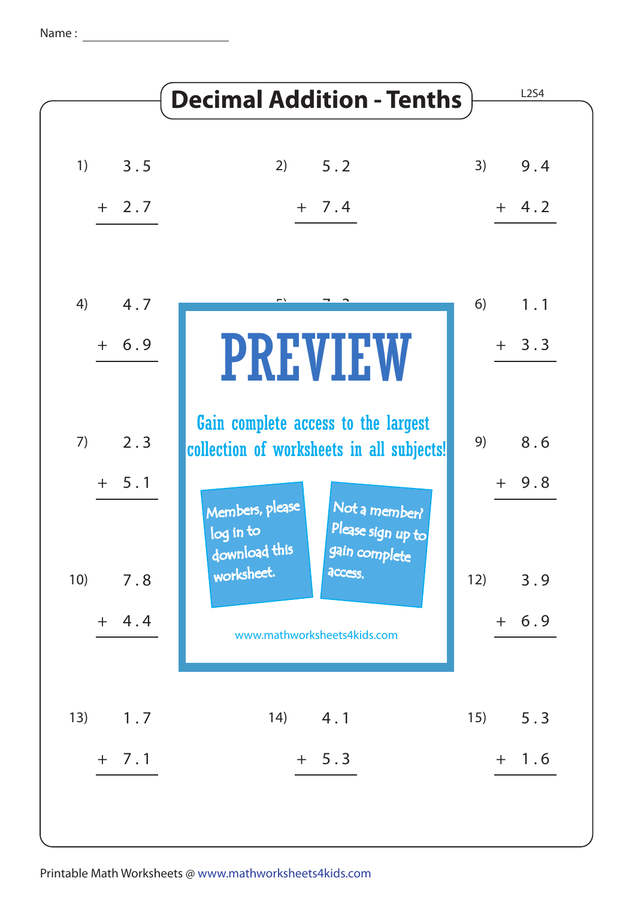Name : ____________________

# Decimal Addition - Tenths

L2S4

1) $\begin{array}{r} 3.5 \\ +\ 2.7 \\ \hline \end{array}$

2) $\begin{array}{r} 5.2 \\ +\ 7.4 \\ \hline \end{array}$

3) $\begin{array}{r} 9.4 \\ +\ 4.2 \\ \hline \end{array}$

4) $\begin{array}{r} 4.7 \\ +\ 6.9 \\ \hline \end{array}$

6) $\begin{array}{r} 1.1 \\ +\ 3.3 \\ \hline \end{array}$

7) $\begin{array}{r} 2.3 \\ +\ 5.1 \\ \hline \end{array}$

9) $\begin{array}{r} 8.6 \\ +\ 9.8 \\ \hline \end{array}$

10) $\begin{array}{r} 7.8 \\ +\ 4.4 \\ \hline \end{array}$

12) $\begin{array}{r} 3.9 \\ +\ 6.9 \\ \hline \end{array}$

13) $\begin{array}{r} 1.7 \\ +\ 7.1 \\ \hline \end{array}$

14) $\begin{array}{r} 4.1 \\ +\ 5.3 \\ \hline \end{array}$

15) $\begin{array}{r} 5.3 \\ +\ 1.6 \\ \hline \end{array}$

PREVIEW

Gain complete access to the largest collection of worksheets in all subjects!

Members, please log in to download this worksheet.

Not a member? Please sign up to gain complete access.

www.mathworksheets4kids.com

Printable Math Worksheets @ www.mathworksheets4kids.com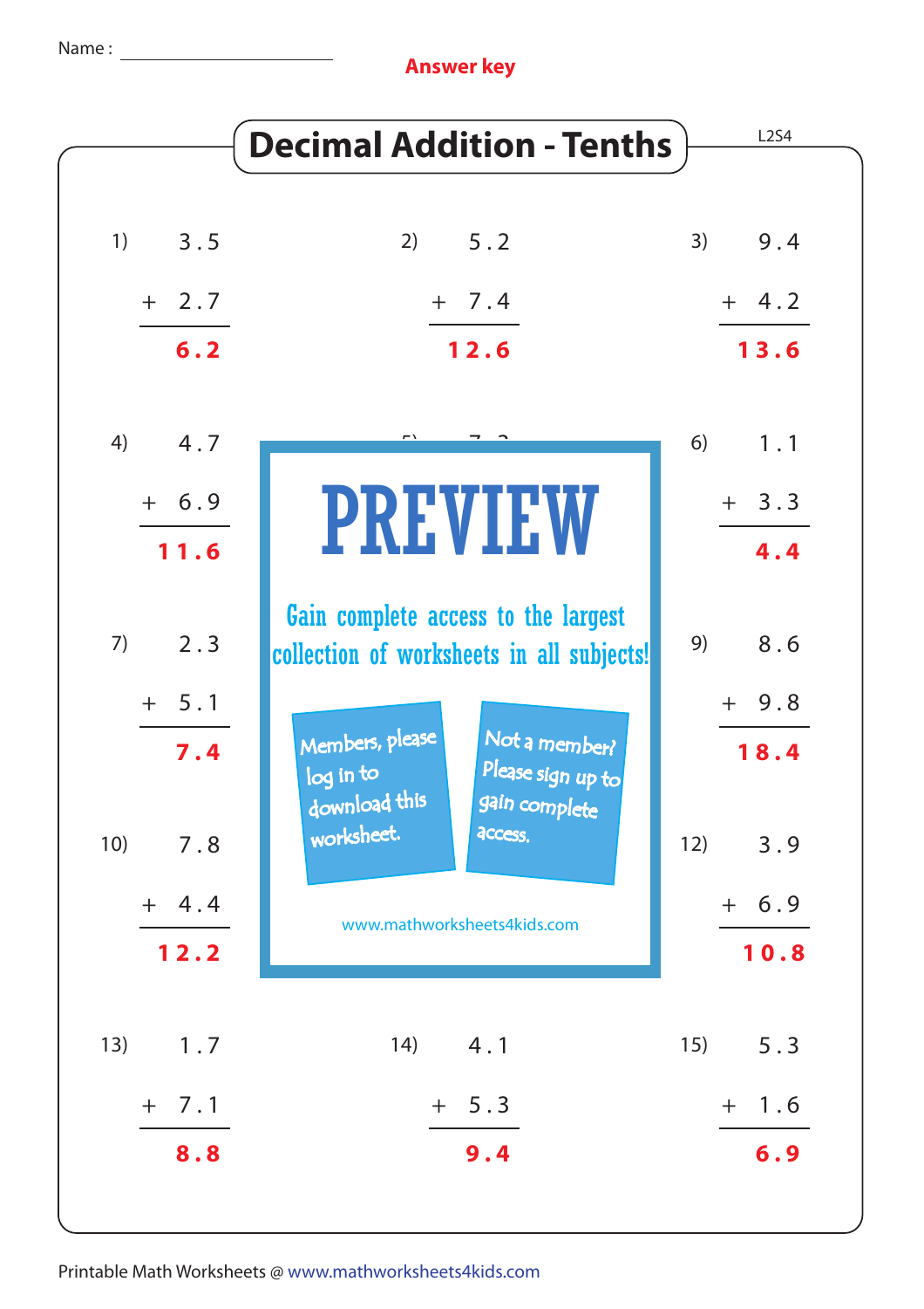Name :

**Answer key**

# Decimal Addition - Tenths

L2S4

1) $3.5 + 2.7 = $ **6.2**

2) $5.2 + 7.4 = $ **12.6**

3) $9.4 + 4.2 = $ **13.6**

4) $4.7 + 6.9 = $ **11.6**

5) 7.2

6) $1.1 + 3.3 = $ **4.4**

7) $2.3 + 5.1 = $ **7.4**

9) $8.6 + 9.8 = $ **18.4**

10) $7.8 + 4.4 = $ **12.2**

12) $3.9 + 6.9 = $ **10.8**

13) $1.7 + 7.1 = $ **8.8**

14) $4.1 + 5.3 = $ **9.4**

15) $5.3 + 1.6 = $ **6.9**

PREVIEW

Gain complete access to the largest collection of worksheets in all subjects!

Members, please log in to download this worksheet.

Not a member? Please sign up to gain complete access.

www.mathworksheets4kids.com

Printable Math Worksheets @ www.mathworksheets4kids.com